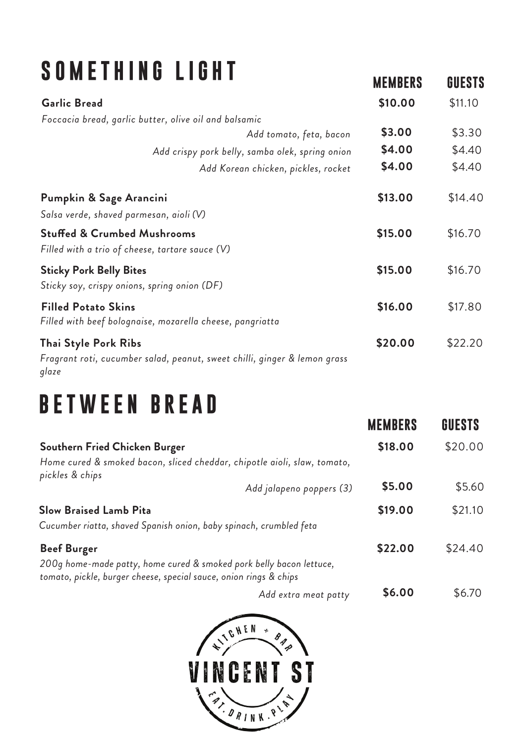# SOMETHING LIGHT

| | MEMBERS | GUESTS |
|---|---|---|
| **Garlic Bread** | **$10.00** | $11.10 |
| *Foccacia bread, garlic butter, olive oil and balsamic* | | |
| *Add tomato, feta, bacon* | **$3.00** | $3.30 |
| *Add crispy pork belly, samba olek, spring onion* | **$4.00** | $4.40 |
| *Add Korean chicken, pickles, rocket* | **$4.00** | $4.40 |
| **Pumpkin & Sage Arancini** | **$13.00** | $14.40 |
| *Salsa verde, shaved parmesan, aioli (V)* | | |
| **Stuffed & Crumbed Mushrooms** | **$15.00** | $16.70 |
| *Filled with a trio of cheese, tartare sauce (V)* | | |
| **Sticky Pork Belly Bites** | **$15.00** | $16.70 |
| *Sticky soy, crispy onions, spring onion (DF)* | | |
| **Filled Potato Skins** | **$16.00** | $17.80 |
| *Filled with beef bolognaise, mozarella cheese, pangriatta* | | |
| **Thai Style Pork Ribs** | **$20.00** | $22.20 |
| *Fragrant roti, cucumber salad, peanut, sweet chilli, ginger & lemon grass glaze* | | |

# BETWEEN BREAD

| | MEMBERS | GUESTS |
|---|---|---|
| **Southern Fried Chicken Burger** | **$18.00** | $20.00 |
| *Home cured & smoked bacon, sliced cheddar, chipotle aioli, slaw, tomato, pickles & chips* | | |
| *Add jalapeno poppers (3)* | **$5.00** | $5.60 |
| **Slow Braised Lamb Pita** | **$19.00** | $21.10 |
| *Cucumber riatta, shaved Spanish onion, baby spinach, crumbled feta* | | |
| **Beef Burger** | **$22.00** | $24.40 |
| *200g home-made patty, home cured & smoked pork belly bacon lettuce, tomato, pickle, burger cheese, special sauce, onion rings & chips* | | |
| *Add extra meat patty* | **$6.00** | $6.70 |

KITCHEN + BAR
VINCENT ST
EAT. DRINK. PLAY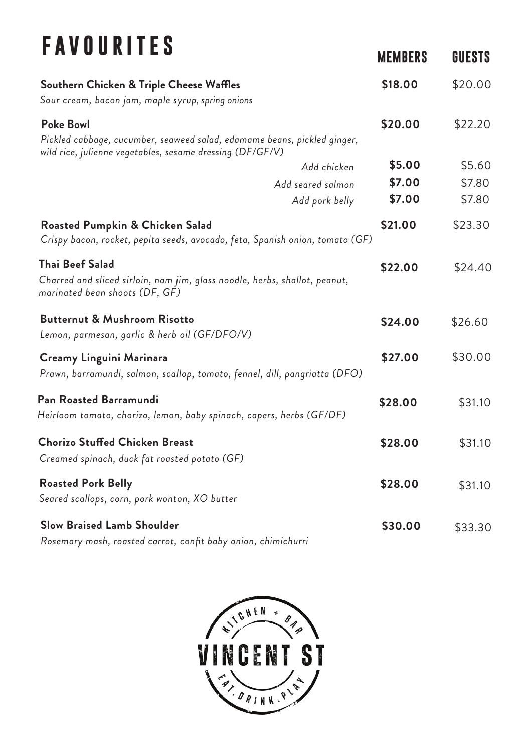# FAVOURITES

| | MEMBERS | GUESTS |
|---|---|---|
| **Southern Chicken & Triple Cheese Waffles**<br>*Sour cream, bacon jam, maple syrup, spring onions* | **$18.00** | $20.00 |
| **Poke Bowl**<br>*Pickled cabbage, cucumber, seaweed salad, edamame beans, pickled ginger, wild rice, julienne vegetables, sesame dressing (DF/GF/V)* | **$20.00** | $22.20 |
| *Add chicken* | **$5.00** | $5.60 |
| *Add seared salmon* | **$7.00** | $7.80 |
| *Add pork belly* | **$7.00** | $7.80 |
| **Roasted Pumpkin & Chicken Salad**<br>*Crispy bacon, rocket, pepita seeds, avocado, feta, Spanish onion, tomato (GF)* | **$21.00** | $23.30 |
| **Thai Beef Salad**<br>*Charred and sliced sirloin, nam jim, glass noodle, herbs, shallot, peanut, marinated bean shoots (DF, GF)* | **$22.00** | $24.40 |
| **Butternut & Mushroom Risotto**<br>*Lemon, parmesan, garlic & herb oil (GF/DFO/V)* | **$24.00** | $26.60 |
| **Creamy Linguini Marinara**<br>*Prawn, barramundi, salmon, scallop, tomato, fennel, dill, pangriatta (DFO)* | **$27.00** | $30.00 |
| **Pan Roasted Barramundi**<br>*Heirloom tomato, chorizo, lemon, baby spinach, capers, herbs (GF/DF)* | **$28.00** | $31.10 |
| **Chorizo Stuffed Chicken Breast**<br>*Creamed spinach, duck fat roasted potato (GF)* | **$28.00** | $31.10 |
| **Roasted Pork Belly**<br>*Seared scallops, corn, pork wonton, XO butter* | **$28.00** | $31.10 |
| **Slow Braised Lamb Shoulder**<br>*Rosemary mash, roasted carrot, confit baby onion, chimichurri* | **$30.00** | $33.30 |

KITCHEN + BAR
VINCENT ST
EAT. DRINK. PLAY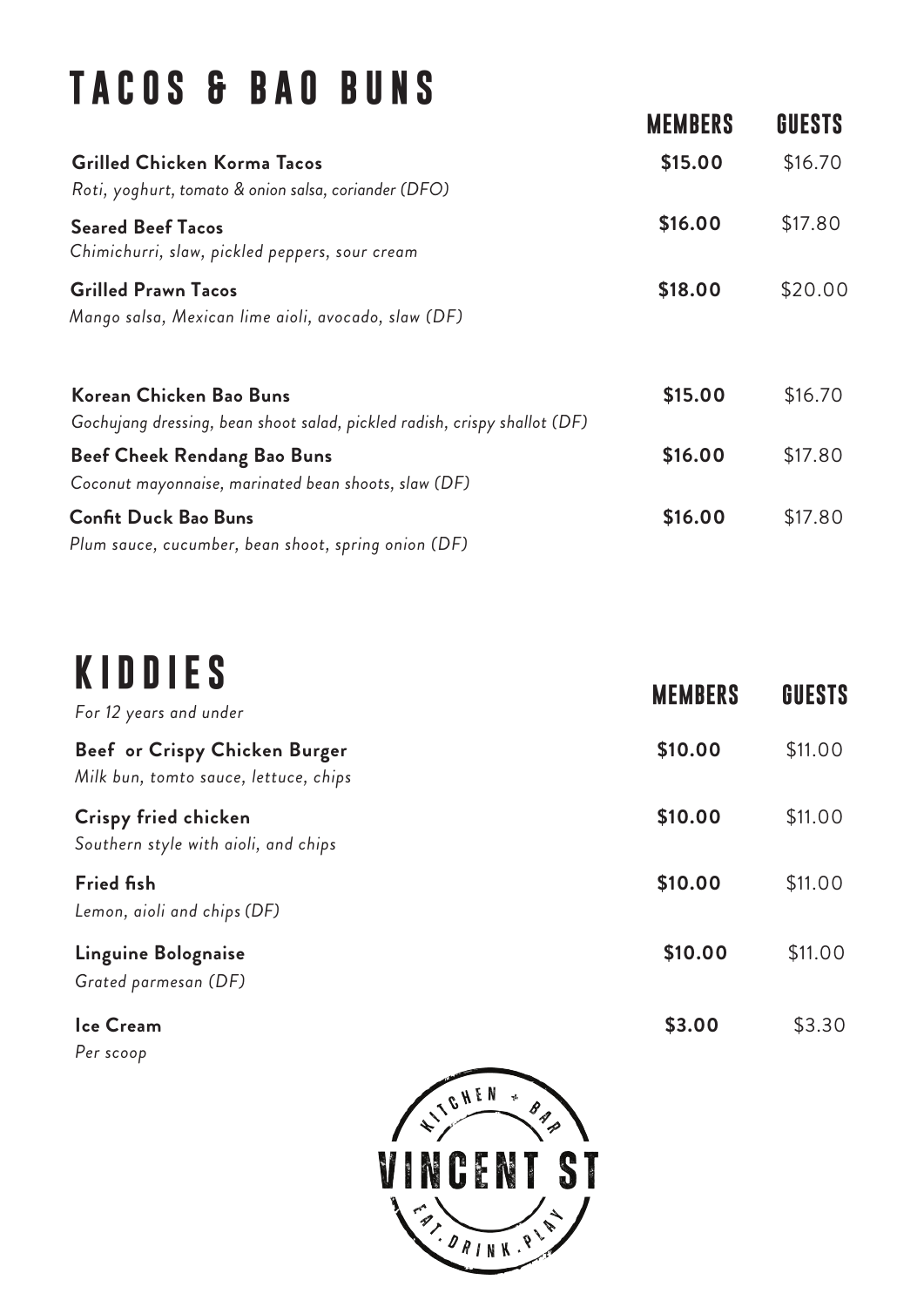# TACOS & BAO BUNS

| | MEMBERS | GUESTS |
|---|---|---|
| **Grilled Chicken Korma Tacos**<br>*Roti, yoghurt, tomato & onion salsa, coriander (DFO)* | **$15.00** | $16.70 |
| **Seared Beef Tacos**<br>*Chimichurri, slaw, pickled peppers, sour cream* | **$16.00** | $17.80 |
| **Grilled Prawn Tacos**<br>*Mango salsa, Mexican lime aioli, avocado, slaw (DF)* | **$18.00** | $20.00 |
| **Korean Chicken Bao Buns**<br>*Gochujang dressing, bean shoot salad, pickled radish, crispy shallot (DF)* | **$15.00** | $16.70 |
| **Beef Cheek Rendang Bao Buns**<br>*Coconut mayonnaise, marinated bean shoots, slaw (DF)* | **$16.00** | $17.80 |
| **Confit Duck Bao Buns**<br>*Plum sauce, cucumber, bean shoot, spring onion (DF)* | **$16.00** | $17.80 |

# KIDDIES

*For 12 years and under*

| | MEMBERS | GUESTS |
|---|---|---|
| **Beef or Crispy Chicken Burger**<br>*Milk bun, tomto sauce, lettuce, chips* | **$10.00** | $11.00 |
| **Crispy fried chicken**<br>*Southern style with aioli, and chips* | **$10.00** | $11.00 |
| **Fried fish**<br>*Lemon, aioli and chips (DF)* | **$10.00** | $11.00 |
| **Linguine Bolognaise**<br>*Grated parmesan (DF)* | **$10.00** | $11.00 |
| **Ice Cream**<br>*Per scoop* | **$3.00** | $3.30 |

KITCHEN + BAR
VINCENT ST
EAT . DRINK . PLAY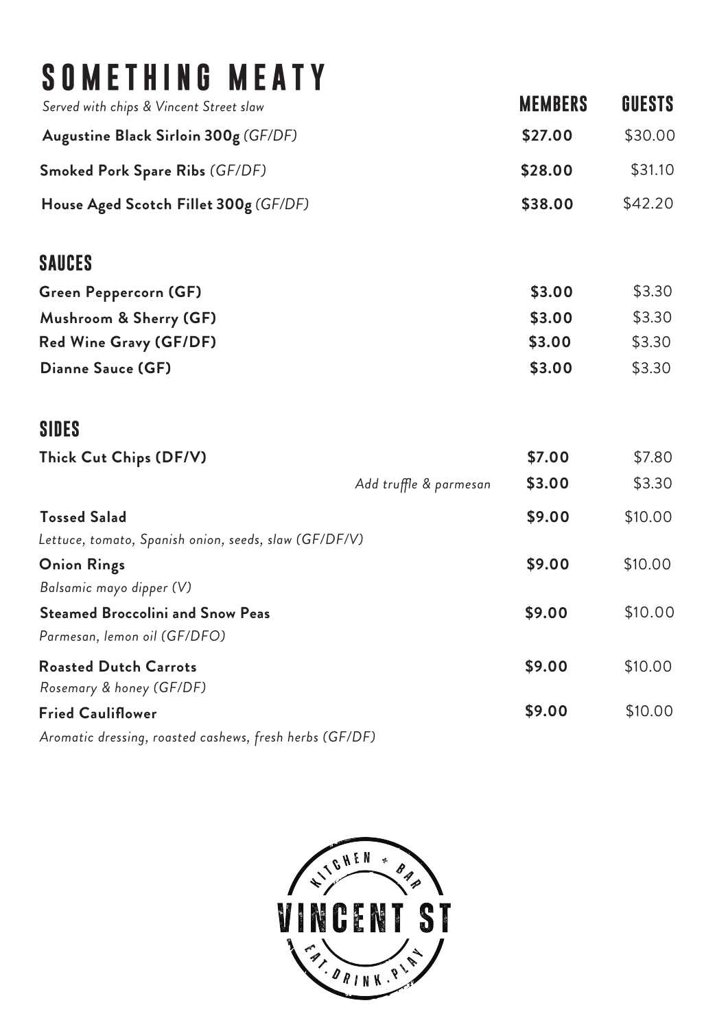# SOMETHING MEATY

*Served with chips & Vincent Street slaw*

| | MEMBERS | GUESTS |
|---|---|---|
| **Augustine Black Sirloin 300g** *(GF/DF)* | **$27.00** | $30.00 |
| **Smoked Pork Spare Ribs** *(GF/DF)* | **$28.00** | $31.10 |
| **House Aged Scotch Fillet 300g** *(GF/DF)* | **$38.00** | $42.20 |

## SAUCES

| | | |
|---|---|---|
| **Green Peppercorn (GF)** | **$3.00** | $3.30 |
| **Mushroom & Sherry (GF)** | **$3.00** | $3.30 |
| **Red Wine Gravy (GF/DF)** | **$3.00** | $3.30 |
| **Dianne Sauce (GF)** | **$3.00** | $3.30 |

## SIDES

| | | |
|---|---|---|
| **Thick Cut Chips (DF/V)** | **$7.00** | $7.80 |
| *Add truffle & parmesan* | **$3.00** | $3.30 |
| **Tossed Salad**<br>*Lettuce, tomato, Spanish onion, seeds, slaw (GF/DF/V)* | **$9.00** | $10.00 |
| **Onion Rings**<br>*Balsamic mayo dipper (V)* | **$9.00** | $10.00 |
| **Steamed Broccolini and Snow Peas**<br>*Parmesan, lemon oil (GF/DFO)* | **$9.00** | $10.00 |
| **Roasted Dutch Carrots**<br>*Rosemary & honey (GF/DF)* | **$9.00** | $10.00 |
| **Fried Cauliflower**<br>*Aromatic dressing, roasted cashews, fresh herbs (GF/DF)* | **$9.00** | $10.00 |

KITCHEN + BAR
VINCENT ST
EAT. DRINK. PLAY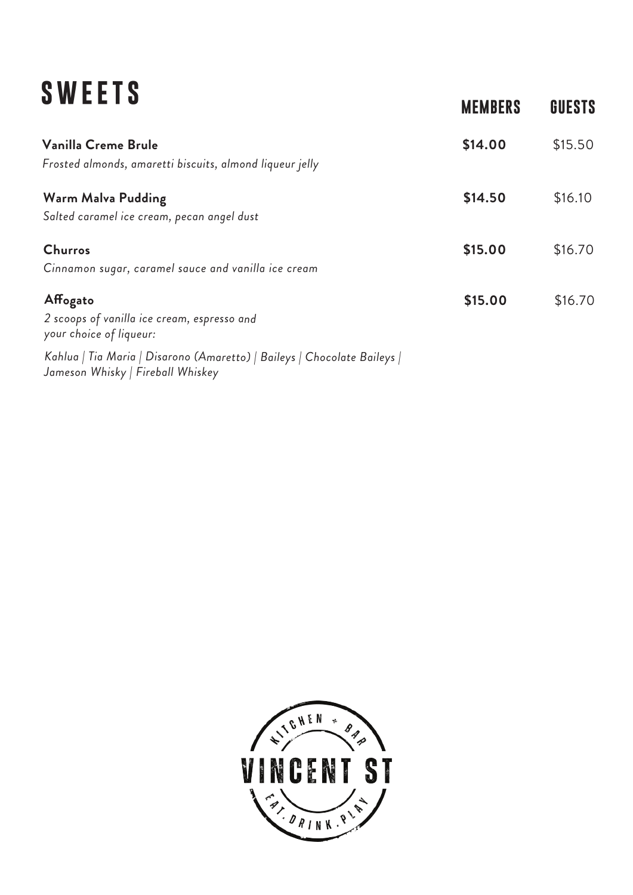# SWEETS

| | MEMBERS | GUESTS |
|---|---|---|
| **Vanilla Creme Brule**<br>*Frosted almonds, amaretti biscuits, almond liqueur jelly* | **$14.00** | $15.50 |
| **Warm Malva Pudding**<br>*Salted caramel ice cream, pecan angel dust* | **$14.50** | $16.10 |
| **Churros**<br>*Cinnamon sugar, caramel sauce and vanilla ice cream* | **$15.00** | $16.70 |
| **Affogato**<br>*2 scoops of vanilla ice cream, espresso and your choice of liqueur:*<br>*Kahlua \| Tia Maria \| Disarono (Amaretto) \| Baileys \| Chocolate Baileys \| Jameson Whisky \| Fireball Whiskey* | **$15.00** | $16.70 |

KITCHEN + BAR
VINCENT ST
EAT. DRINK. PLAY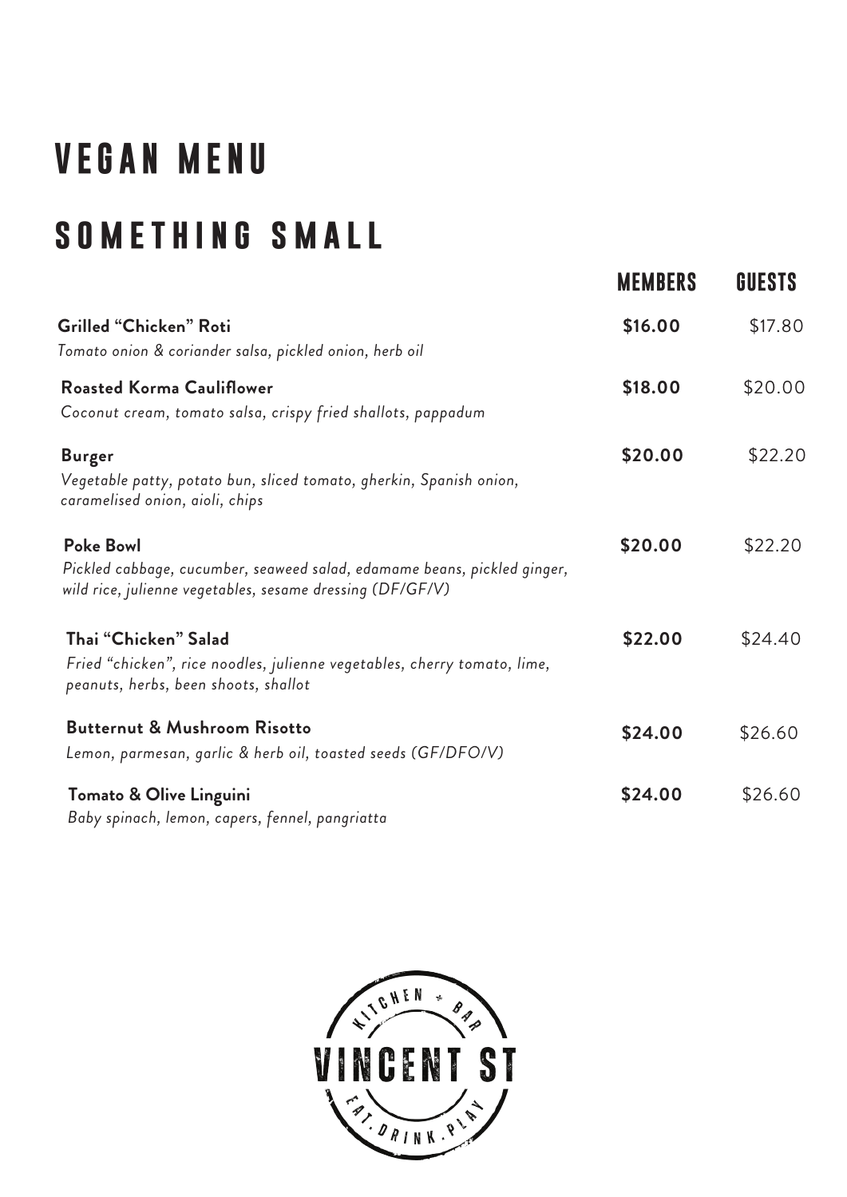# VEGAN MENU

## SOMETHING SMALL

| | MEMBERS | GUESTS |
|---|---|---|
| **Grilled "Chicken" Roti**<br>*Tomato onion & coriander salsa, pickled onion, herb oil* | **$16.00** | $17.80 |
| **Roasted Korma Cauliflower**<br>*Coconut cream, tomato salsa, crispy fried shallots, pappadum* | **$18.00** | $20.00 |
| **Burger**<br>*Vegetable patty, potato bun, sliced tomato, gherkin, Spanish onion, caramelised onion, aioli, chips* | **$20.00** | $22.20 |
| **Poke Bowl**<br>*Pickled cabbage, cucumber, seaweed salad, edamame beans, pickled ginger, wild rice, julienne vegetables, sesame dressing (DF/GF/V)* | **$20.00** | $22.20 |
| **Thai "Chicken" Salad**<br>*Fried "chicken", rice noodles, julienne vegetables, cherry tomato, lime, peanuts, herbs, been shoots, shallot* | **$22.00** | $24.40 |
| **Butternut & Mushroom Risotto**<br>*Lemon, parmesan, garlic & herb oil, toasted seeds (GF/DFO/V)* | **$24.00** | $26.60 |
| **Tomato & Olive Linguini**<br>*Baby spinach, lemon, capers, fennel, pangriatta* | **$24.00** | $26.60 |

KITCHEN + BAR
VINCENT ST
EAT. DRINK. PLAY